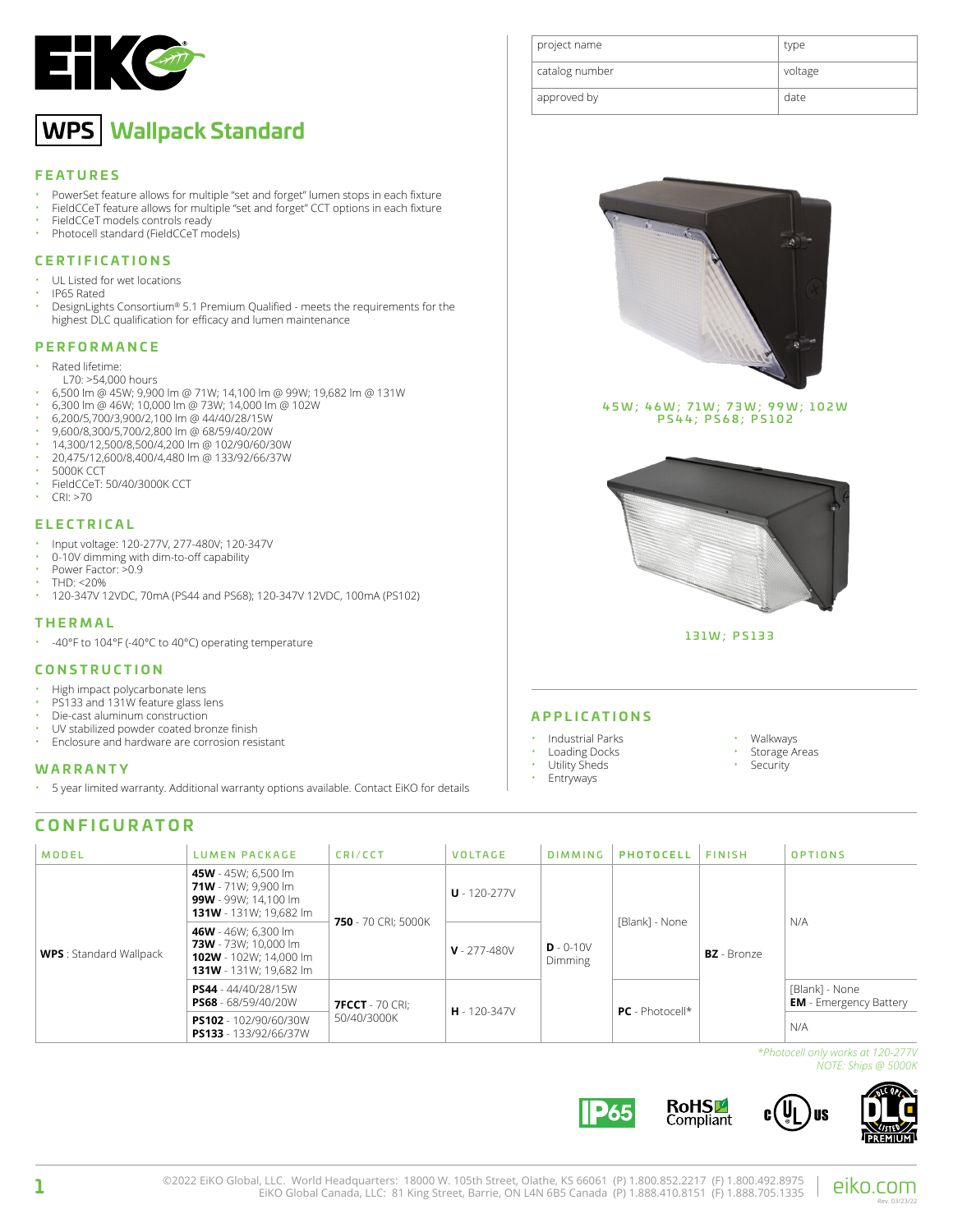# WPS Wallpack Standard

| project name | type |
| --- | --- |
| catalog number | voltage |
| approved by | date |

## FEATURES

- PowerSet feature allows for multiple "set and forget" lumen stops in each fixture
- FieldCCeT feature allows for multiple "set and forget" CCT options in each fixture
- FieldCCeT models controls ready
- Photocell standard (FieldCCeT models)

## CERTIFICATIONS

- UL Listed for wet locations
- IP65 Rated
- DesignLights Consortium® 5.1 Premium Qualified - meets the requirements for the highest DLC qualification for efficacy and lumen maintenance

## PERFORMANCE

- Rated lifetime:
  L70: >54,000 hours
- 6,500 lm @ 45W; 9,900 lm @ 71W; 14,100 lm @ 99W; 19,682 lm @ 131W
- 6,300 lm @ 46W; 10,000 lm @ 73W; 14,000 lm @ 102W
- 6,200/5,700/3,900/2,100 lm @ 44/40/28/15W
- 9,600/8,300/5,700/2,800 lm @ 68/59/40/20W
- 14,300/12,500/8,500/4,200 lm @ 102/90/60/30W
- 20,475/12,600/8,400/4,480 lm @ 133/92/66/37W
- 5000K CCT
- FieldCCeT: 50/40/3000K CCT
- CRI: >70

## ELECTRICAL

- Input voltage: 120-277V, 277-480V; 120-347V
- 0-10V dimming with dim-to-off capability
- Power Factor: >0.9
- THD: <20%
- 120-347V 12VDC, 70mA (PS44 and PS68); 120-347V 12VDC, 100mA (PS102)

## THERMAL

- -40°F to 104°F (-40°C to 40°C) operating temperature

## CONSTRUCTION

- High impact polycarbonate lens
- PS133 and 131W feature glass lens
- Die-cast aluminum construction
- UV stabilized powder coated bronze finish
- Enclosure and hardware are corrosion resistant

## WARRANTY

- 5 year limited warranty. Additional warranty options available. Contact EiKO for details

45W; 46W; 71W; 73W; 99W; 102W
PS44; PS68; PS102

131W; PS133

## APPLICATIONS

- Industrial Parks
- Loading Docks
- Utility Sheds
- Entryways
- Walkways
- Storage Areas
- Security

## CONFIGURATOR

| MODEL | LUMEN PACKAGE | CRI/CCT | VOLTAGE | DIMMING | PHOTOCELL | FINISH | OPTIONS |
| --- | --- | --- | --- | --- | --- | --- | --- |
| **WPS** : Standard Wallpack | **45W** - 45W; 6,500 lm<br>**71W** - 71W; 9,900 lm<br>**99W** - 99W; 14,100 lm<br>**131W** - 131W; 19,682 lm | **750** - 70 CRI; 5000K | **U** - 120-277V | **D** - 0-10V Dimming | [Blank] - None | **BZ** - Bronze | N/A |
| | **46W** - 46W; 6,300 lm<br>**73W** - 73W; 10,000 lm<br>**102W** - 102W; 14,000 lm<br>**131W** - 131W; 19,682 lm | | **V** - 277-480V | | | | |
| | **PS44** - 44/40/28/15W<br>**PS68** - 68/59/40/20W | **7FCCT** - 70 CRI; 50/40/3000K | **H** - 120-347V | | **PC** - Photocell* | | [Blank] - None<br>**EM** - Emergency Battery |
| | **PS102** - 102/90/60/30W<br>**PS133** - 133/92/66/37W | | | | | | N/A |

*\*Photocell only works at 120-277V*
*NOTE: Ships @ 5000K*

©2022 EiKO Global, LLC. World Headquarters: 18000 W. 105th Street, Olathe, KS 66061 (P) 1.800.852.2217 (F) 1.800.492.8975
EiKO Global Canada, LLC: 81 King Street, Barrie, ON L4N 6B5 Canada (P) 1.888.410.8151 (F) 1.888.705.1335
eiko.com
Rev. 03/23/22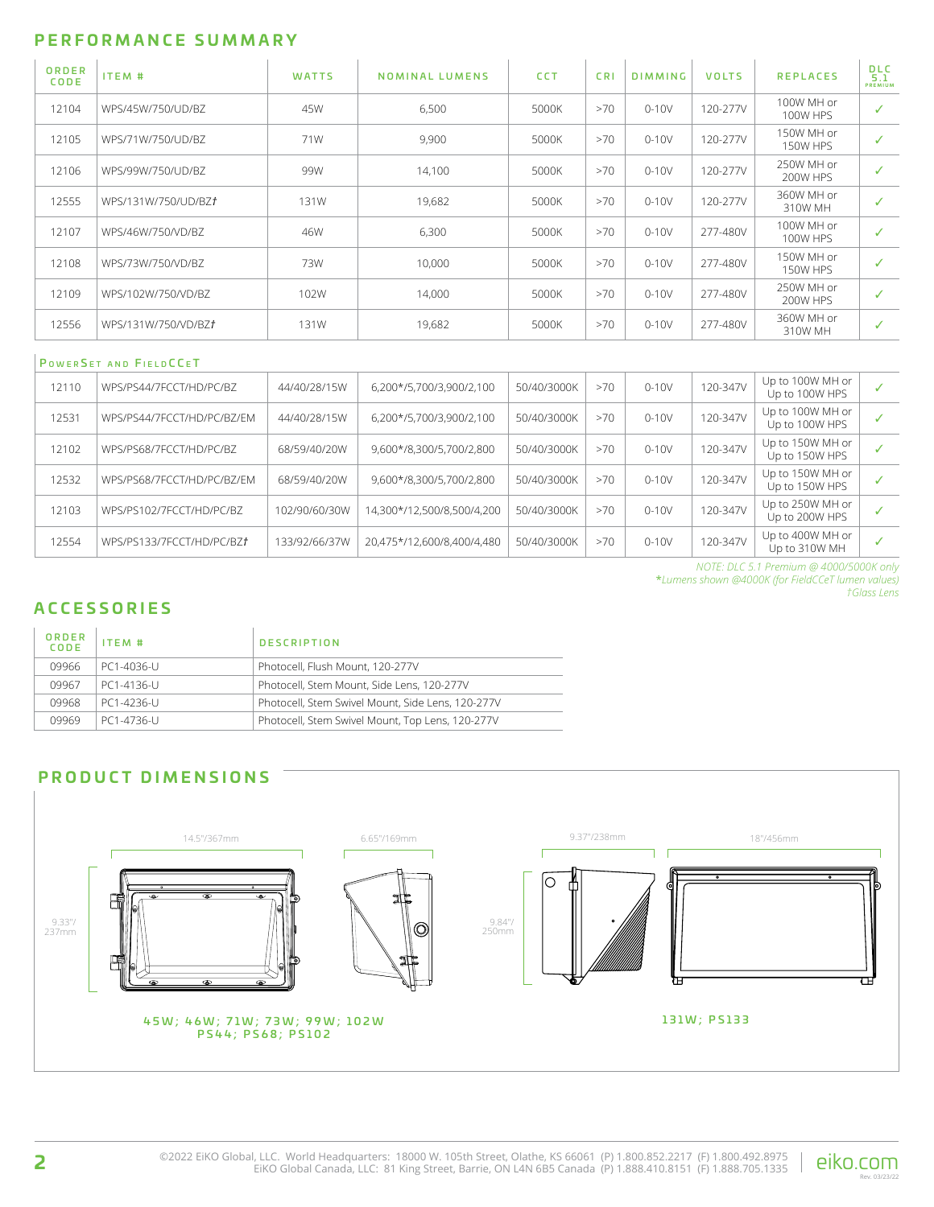## PERFORMANCE SUMMARY

| ORDER CODE | ITEM # | WATTS | NOMINAL LUMENS | CCT | CRI | DIMMING | VOLTS | REPLACES | DLC 5.1 PREMIUM |
|---|---|---|---|---|---|---|---|---|---|
| 12104 | WPS/45W/750/UD/BZ | 45W | 6,500 | 5000K | >70 | 0-10V | 120-277V | 100W MH or 100W HPS | ✓ |
| 12105 | WPS/71W/750/UD/BZ | 71W | 9,900 | 5000K | >70 | 0-10V | 120-277V | 150W MH or 150W HPS | ✓ |
| 12106 | WPS/99W/750/UD/BZ | 99W | 14,100 | 5000K | >70 | 0-10V | 120-277V | 250W MH or 200W HPS | ✓ |
| 12555 | WPS/131W/750/UD/BZ† | 131W | 19,682 | 5000K | >70 | 0-10V | 120-277V | 360W MH or 310W MH | ✓ |
| 12107 | WPS/46W/750/VD/BZ | 46W | 6,300 | 5000K | >70 | 0-10V | 277-480V | 100W MH or 100W HPS | ✓ |
| 12108 | WPS/73W/750/VD/BZ | 73W | 10,000 | 5000K | >70 | 0-10V | 277-480V | 150W MH or 150W HPS | ✓ |
| 12109 | WPS/102W/750/VD/BZ | 102W | 14,000 | 5000K | >70 | 0-10V | 277-480V | 250W MH or 200W HPS | ✓ |
| 12556 | WPS/131W/750/VD/BZ† | 131W | 19,682 | 5000K | >70 | 0-10V | 277-480V | 360W MH or 310W MH | ✓ |
| **PowerSet and FieldCCeT** | | | | | | | | | |
| 12110 | WPS/PS44/7FCCT/HD/PC/BZ | 44/40/28/15W | 6,200*/5,700/3,900/2,100 | 50/40/3000K | >70 | 0-10V | 120-347V | Up to 100W MH or Up to 100W HPS | ✓ |
| 12531 | WPS/PS44/7FCCT/HD/PC/BZ/EM | 44/40/28/15W | 6,200*/5,700/3,900/2,100 | 50/40/3000K | >70 | 0-10V | 120-347V | Up to 100W MH or Up to 100W HPS | ✓ |
| 12102 | WPS/PS68/7FCCT/HD/PC/BZ | 68/59/40/20W | 9,600*/8,300/5,700/2,800 | 50/40/3000K | >70 | 0-10V | 120-347V | Up to 150W MH or Up to 150W HPS | ✓ |
| 12532 | WPS/PS68/7FCCT/HD/PC/BZ/EM | 68/59/40/20W | 9,600*/8,300/5,700/2,800 | 50/40/3000K | >70 | 0-10V | 120-347V | Up to 150W MH or Up to 150W HPS | ✓ |
| 12103 | WPS/PS102/7FCCT/HD/PC/BZ | 102/90/60/30W | 14,300*/12,500/8,500/4,200 | 50/40/3000K | >70 | 0-10V | 120-347V | Up to 250W MH or Up to 200W HPS | ✓ |
| 12554 | WPS/PS133/7FCCT/HD/PC/BZ† | 133/92/66/37W | 20,475*/12,600/8,400/4,480 | 50/40/3000K | >70 | 0-10V | 120-347V | Up to 400W MH or Up to 310W MH | ✓ |

*NOTE: DLC 5.1 Premium @ 4000/5000K only*
*\*Lumens shown @4000K (for FieldCCeT lumen values)*
*†Glass Lens*

## ACCESSORIES

| ORDER CODE | ITEM # | DESCRIPTION |
|---|---|---|
| 09966 | PC1-4036-U | Photocell, Flush Mount, 120-277V |
| 09967 | PC1-4136-U | Photocell, Stem Mount, Side Lens, 120-277V |
| 09968 | PC1-4236-U | Photocell, Stem Swivel Mount, Side Lens, 120-277V |
| 09969 | PC1-4736-U | Photocell, Stem Swivel Mount, Top Lens, 120-277V |

## PRODUCT DIMENSIONS

14.5"/367mm
6.65"/169mm
9.33"/237mm

45W; 46W; 71W; 73W; 99W; 102W
PS44; PS68; PS102

9.37"/238mm
18"/456mm
9.84"/250mm

131W; PS133

©2022 EiKO Global, LLC. World Headquarters: 18000 W. 105th Street, Olathe, KS 66061 (P) 1.800.852.2217 (F) 1.800.492.8975
EiKO Global Canada, LLC: 81 King Street, Barrie, ON L4N 6B5 Canada (P) 1.888.410.8151 (F) 1.888.705.1335

eiko.com
Rev. 03/23/22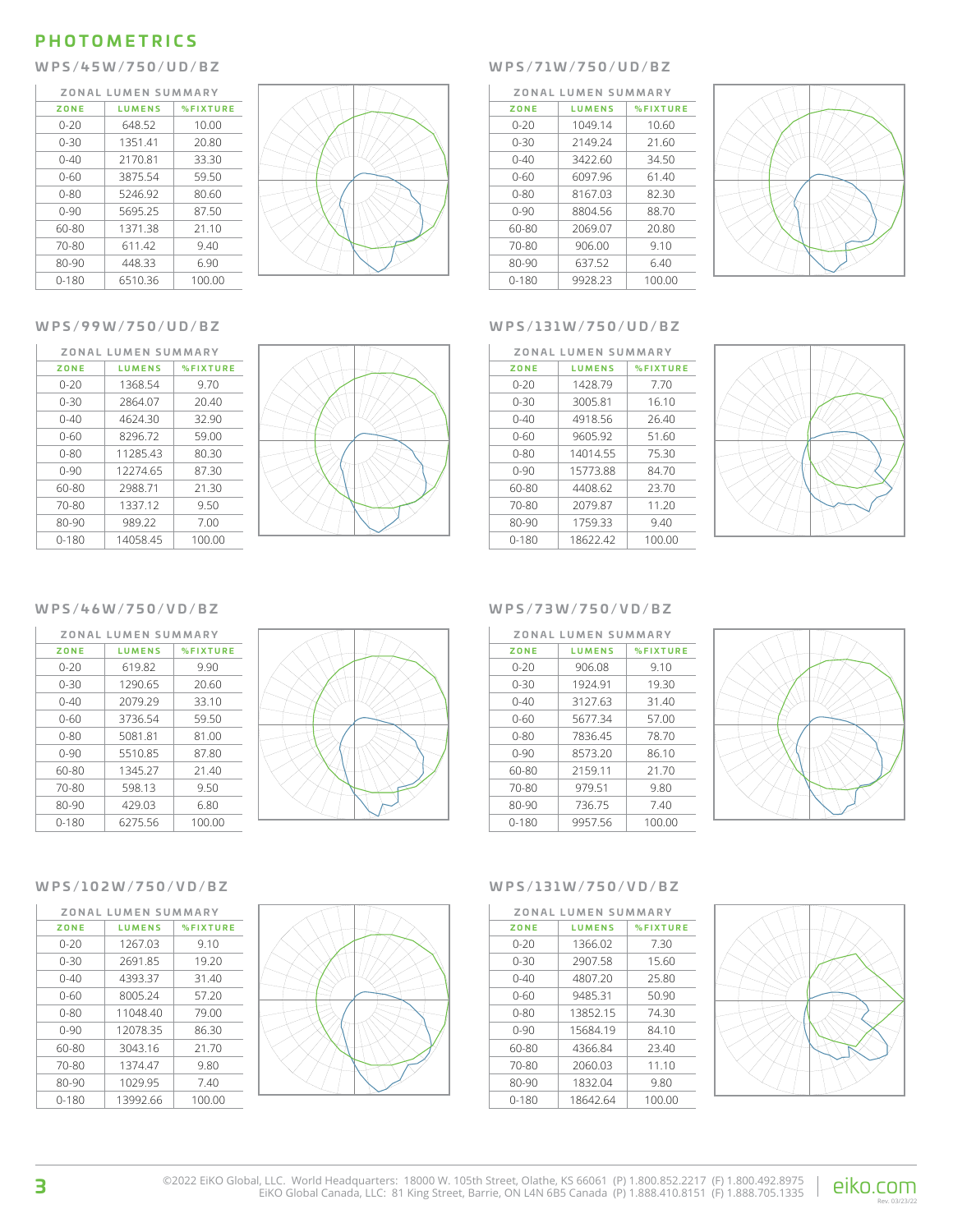# PHOTOMETRICS

## WPS/45W/750/UD/BZ

| ZONAL LUMEN SUMMARY | | |
|---|---|---|
| ZONE | LUMENS | %FIXTURE |
| 0-20 | 648.52 | 10.00 |
| 0-30 | 1351.41 | 20.80 |
| 0-40 | 2170.81 | 33.30 |
| 0-60 | 3875.54 | 59.50 |
| 0-80 | 5246.92 | 80.60 |
| 0-90 | 5695.25 | 87.50 |
| 60-80 | 1371.38 | 21.10 |
| 70-80 | 611.42 | 9.40 |
| 80-90 | 448.33 | 6.90 |
| 0-180 | 6510.36 | 100.00 |

## WPS/71W/750/UD/BZ

| ZONAL LUMEN SUMMARY | | |
|---|---|---|
| ZONE | LUMENS | %FIXTURE |
| 0-20 | 1049.14 | 10.60 |
| 0-30 | 2149.24 | 21.60 |
| 0-40 | 3422.60 | 34.50 |
| 0-60 | 6097.96 | 61.40 |
| 0-80 | 8167.03 | 82.30 |
| 0-90 | 8804.56 | 88.70 |
| 60-80 | 2069.07 | 20.80 |
| 70-80 | 906.00 | 9.10 |
| 80-90 | 637.52 | 6.40 |
| 0-180 | 9928.23 | 100.00 |

## WPS/99W/750/UD/BZ

| ZONAL LUMEN SUMMARY | | |
|---|---|---|
| ZONE | LUMENS | %FIXTURE |
| 0-20 | 1368.54 | 9.70 |
| 0-30 | 2864.07 | 20.40 |
| 0-40 | 4624.30 | 32.90 |
| 0-60 | 8296.72 | 59.00 |
| 0-80 | 11285.43 | 80.30 |
| 0-90 | 12274.65 | 87.30 |
| 60-80 | 2988.71 | 21.30 |
| 70-80 | 1337.12 | 9.50 |
| 80-90 | 989.22 | 7.00 |
| 0-180 | 14058.45 | 100.00 |

## WPS/131W/750/UD/BZ

| ZONAL LUMEN SUMMARY | | |
|---|---|---|
| ZONE | LUMENS | %FIXTURE |
| 0-20 | 1428.79 | 7.70 |
| 0-30 | 3005.81 | 16.10 |
| 0-40 | 4918.56 | 26.40 |
| 0-60 | 9605.92 | 51.60 |
| 0-80 | 14014.55 | 75.30 |
| 0-90 | 15773.88 | 84.70 |
| 60-80 | 4408.62 | 23.70 |
| 70-80 | 2079.87 | 11.20 |
| 80-90 | 1759.33 | 9.40 |
| 0-180 | 18622.42 | 100.00 |

## WPS/46W/750/VD/BZ

| ZONAL LUMEN SUMMARY | | |
|---|---|---|
| ZONE | LUMENS | %FIXTURE |
| 0-20 | 619.82 | 9.90 |
| 0-30 | 1290.65 | 20.60 |
| 0-40 | 2079.29 | 33.10 |
| 0-60 | 3736.54 | 59.50 |
| 0-80 | 5081.81 | 81.00 |
| 0-90 | 5510.85 | 87.80 |
| 60-80 | 1345.27 | 21.40 |
| 70-80 | 598.13 | 9.50 |
| 80-90 | 429.03 | 6.80 |
| 0-180 | 6275.56 | 100.00 |

## WPS/73W/750/VD/BZ

| ZONAL LUMEN SUMMARY | | |
|---|---|---|
| ZONE | LUMENS | %FIXTURE |
| 0-20 | 906.08 | 9.10 |
| 0-30 | 1924.91 | 19.30 |
| 0-40 | 3127.63 | 31.40 |
| 0-60 | 5677.34 | 57.00 |
| 0-80 | 7836.45 | 78.70 |
| 0-90 | 8573.20 | 86.10 |
| 60-80 | 2159.11 | 21.70 |
| 70-80 | 979.51 | 9.80 |
| 80-90 | 736.75 | 7.40 |
| 0-180 | 9957.56 | 100.00 |

## WPS/102W/750/VD/BZ

| ZONAL LUMEN SUMMARY | | |
|---|---|---|
| ZONE | LUMENS | %FIXTURE |
| 0-20 | 1267.03 | 9.10 |
| 0-30 | 2691.85 | 19.20 |
| 0-40 | 4393.37 | 31.40 |
| 0-60 | 8005.24 | 57.20 |
| 0-80 | 11048.40 | 79.00 |
| 0-90 | 12078.35 | 86.30 |
| 60-80 | 3043.16 | 21.70 |
| 70-80 | 1374.47 | 9.80 |
| 80-90 | 1029.95 | 7.40 |
| 0-180 | 13992.66 | 100.00 |

## WPS/131W/750/VD/BZ

| ZONAL LUMEN SUMMARY | | |
|---|---|---|
| ZONE | LUMENS | %FIXTURE |
| 0-20 | 1366.02 | 7.30 |
| 0-30 | 2907.58 | 15.60 |
| 0-40 | 4807.20 | 25.80 |
| 0-60 | 9485.31 | 50.90 |
| 0-80 | 13852.15 | 74.30 |
| 0-90 | 15684.19 | 84.10 |
| 60-80 | 4366.84 | 23.40 |
| 70-80 | 2060.03 | 11.10 |
| 80-90 | 1832.04 | 9.80 |
| 0-180 | 18642.64 | 100.00 |

©2022 EiKO Global, LLC. World Headquarters: 18000 W. 105th Street, Olathe, KS 66061 (P) 1.800.852.2217 (F) 1.800.492.8975
EiKO Global Canada, LLC: 81 King Street, Barrie, ON L4N 6B5 Canada (P) 1.888.410.8151 (F) 1.888.705.1335

eiko.com

Rev. 03/23/22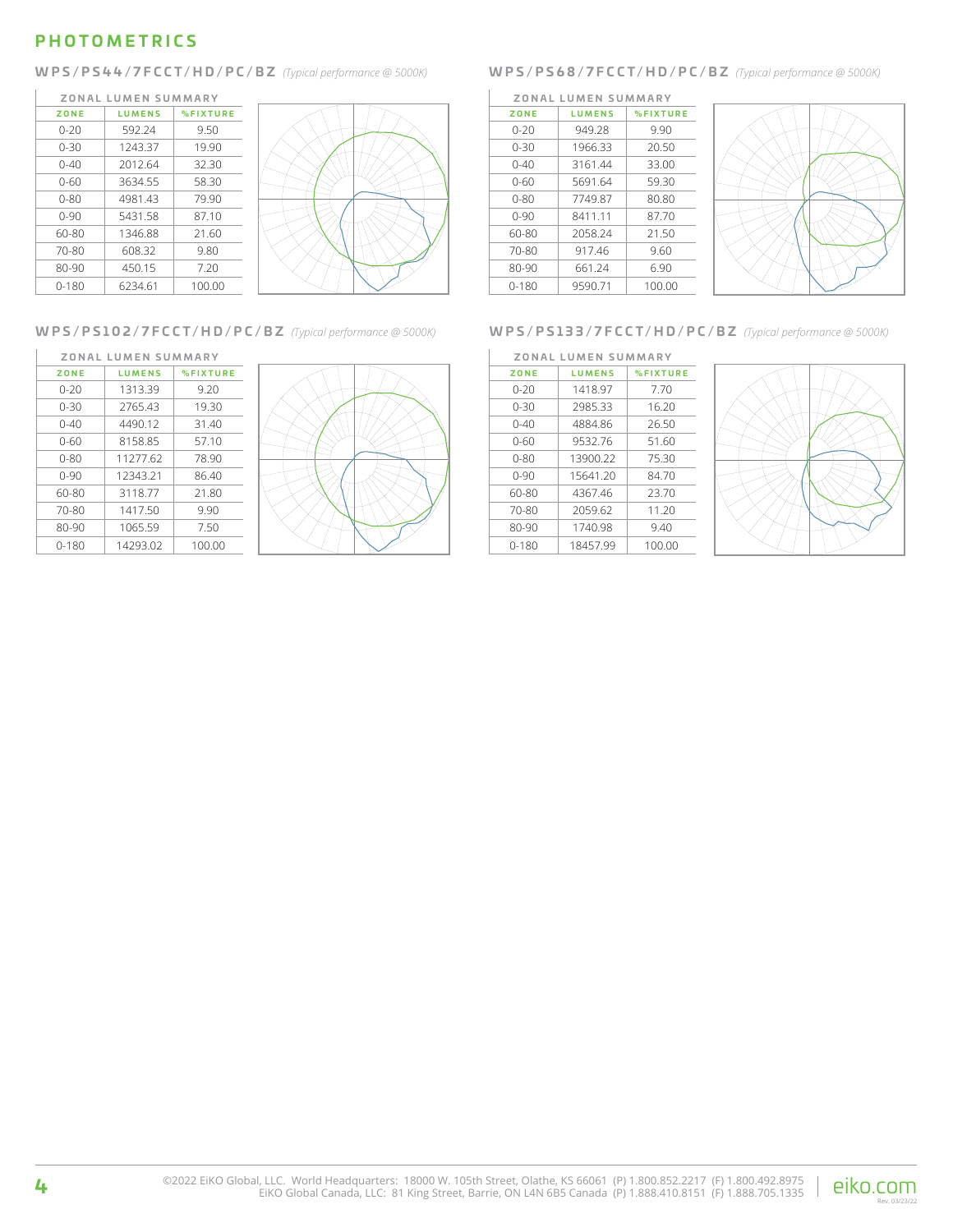## PHOTOMETRICS

### WPS/PS44/7FCCT/HD/PC/BZ *(Typical performance @ 5000K)*

| ZONAL LUMEN SUMMARY | | |
|---|---|---|
| ZONE | LUMENS | %FIXTURE |
| 0-20 | 592.24 | 9.50 |
| 0-30 | 1243.37 | 19.90 |
| 0-40 | 2012.64 | 32.30 |
| 0-60 | 3634.55 | 58.30 |
| 0-80 | 4981.43 | 79.90 |
| 0-90 | 5431.58 | 87.10 |
| 60-80 | 1346.88 | 21.60 |
| 70-80 | 608.32 | 9.80 |
| 80-90 | 450.15 | 7.20 |
| 0-180 | 6234.61 | 100.00 |

### WPS/PS68/7FCCT/HD/PC/BZ *(Typical performance @ 5000K)*

| ZONAL LUMEN SUMMARY | | |
|---|---|---|
| ZONE | LUMENS | %FIXTURE |
| 0-20 | 949.28 | 9.90 |
| 0-30 | 1966.33 | 20.50 |
| 0-40 | 3161.44 | 33.00 |
| 0-60 | 5691.64 | 59.30 |
| 0-80 | 7749.87 | 80.80 |
| 0-90 | 8411.11 | 87.70 |
| 60-80 | 2058.24 | 21.50 |
| 70-80 | 917.46 | 9.60 |
| 80-90 | 661.24 | 6.90 |
| 0-180 | 9590.71 | 100.00 |

### WPS/PS102/7FCCT/HD/PC/BZ *(Typical performance @ 5000K)*

| ZONAL LUMEN SUMMARY | | |
|---|---|---|
| ZONE | LUMENS | %FIXTURE |
| 0-20 | 1313.39 | 9.20 |
| 0-30 | 2765.43 | 19.30 |
| 0-40 | 4490.12 | 31.40 |
| 0-60 | 8158.85 | 57.10 |
| 0-80 | 11277.62 | 78.90 |
| 0-90 | 12343.21 | 86.40 |
| 60-80 | 3118.77 | 21.80 |
| 70-80 | 1417.50 | 9.90 |
| 80-90 | 1065.59 | 7.50 |
| 0-180 | 14293.02 | 100.00 |

### WPS/PS133/7FCCT/HD/PC/BZ *(Typical performance @ 5000K)*

| ZONAL LUMEN SUMMARY | | |
|---|---|---|
| ZONE | LUMENS | %FIXTURE |
| 0-20 | 1418.97 | 7.70 |
| 0-30 | 2985.33 | 16.20 |
| 0-40 | 4884.86 | 26.50 |
| 0-60 | 9532.76 | 51.60 |
| 0-80 | 13900.22 | 75.30 |
| 0-90 | 15641.20 | 84.70 |
| 60-80 | 4367.46 | 23.70 |
| 70-80 | 2059.62 | 11.20 |
| 80-90 | 1740.98 | 9.40 |
| 0-180 | 18457.99 | 100.00 |

©2022 EiKO Global, LLC. World Headquarters: 18000 W. 105th Street, Olathe, KS 66061 (P) 1.800.852.2217 (F) 1.800.492.8975
EiKO Global Canada, LLC: 81 King Street, Barrie, ON L4N 6B5 Canada (P) 1.888.410.8151 (F) 1.888.705.1335

eiko.com
Rev. 03/23/22